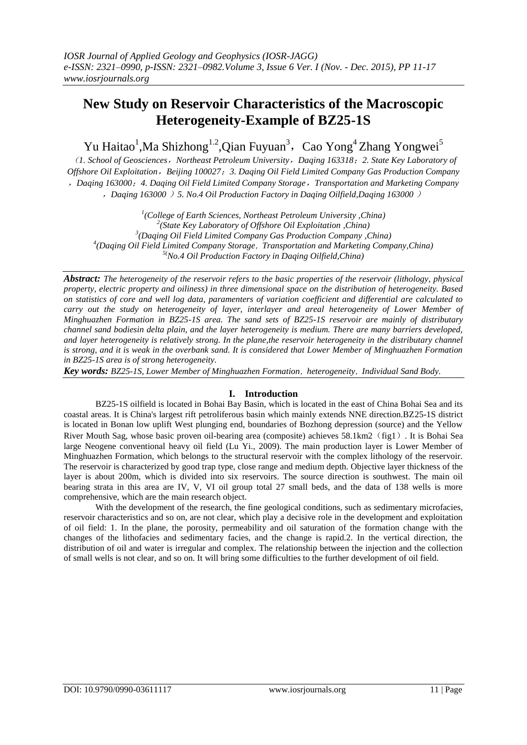# New Study on Reservoir Characteristics of the Macroscopic Heterogeneity-Example of BZ25-1S

Yu Haitao[1],Ma Shizhong[1.2],Qian Fuyuan[3], Cao Yong[4] Zhang Yongwei[5]

（1. School of Geosciences，Northeast Petroleum University，Daqing 163318；2. State Key Laboratory of Offshore Oil Exploitation，Beijing 100027；3. Daqing Oil Field Limited Company Gas Production Company，Daqing 163000；4. Daqing Oil Field Limited Company Storage，Transportation and Marketing Company，Daqing 163000 ）5. No.4 Oil Production Factory in Daqing Oilfield,Daqing 163000 ）

[1](College of Earth Sciences, Northeast Petroleum University ,China)
[2](State Key Laboratory of Offshore Oil Exploitation ,China)
[3](Daqing Oil Field Limited Company Gas Production Company ,China)
[4](Daqing Oil Field Limited Company Storage，Transportation and Marketing Company,China)
[5](No.4 Oil Production Factory in Daqing Oilfield,China)

***Abstract:*** *The heterogeneity of the reservoir refers to the basic properties of the reservoir (lithology, physical property, electric property and oiliness) in three dimensional space on the distribution of heterogeneity. Based on statistics of core and well log data, paramenters of variation coefficient and differential are calculated to carry out the study on heterogeneity of layer, interlayer and areal heterogeneity of Lower Member of Minghuazhen Formation in BZ25-1S area. The sand sets of BZ25-1S reservoir are mainly of distributary channel sand bodiesin delta plain, and the layer heterogeneity is medium. There are many barriers developed, and layer heterogeneity is relatively strong. In the plane,the reservoir heterogeneity in the distributary channel is strong, and it is weak in the overbank sand. It is considered that Lower Member of Minghuazhen Formation in BZ25-1S area is of strong heterogeneity.*

***Key words:*** *BZ25-1S, Lower Member of Minghuazhen Formation，heterogeneity，Individual Sand Body.*

## I. Introduction

BZ25-1S oilfield is located in Bohai Bay Basin, which is located in the east of China Bohai Sea and its coastal areas. It is China's largest rift petroliferous basin which mainly extends NNE direction.BZ25-1S district is located in Bonan low uplift West plunging end, boundaries of Bozhong depression (source) and the Yellow River Mouth Sag, whose basic proven oil-bearing area (composite) achieves 58.1km2（fig1）. It is Bohai Sea large Neogene conventional heavy oil field (Lu Yi., 2009). The main production layer is Lower Member of Minghuazhen Formation, which belongs to the structural reservoir with the complex lithology of the reservoir. The reservoir is characterized by good trap type, close range and medium depth. Objective layer thickness of the layer is about 200m, which is divided into six reservoirs. The source direction is southwest. The main oil bearing strata in this area are IV, V, VI oil group total 27 small beds, and the data of 138 wells is more comprehensive, which are the main research object.

With the development of the research, the fine geological conditions, such as sedimentary microfacies, reservoir characteristics and so on, are not clear, which play a decisive role in the development and exploitation of oil field: 1. In the plane, the porosity, permeability and oil saturation of the formation change with the changes of the lithofacies and sedimentary facies, and the change is rapid.2. In the vertical direction, the distribution of oil and water is irregular and complex. The relationship between the injection and the collection of small wells is not clear, and so on. It will bring some difficulties to the further development of oil field.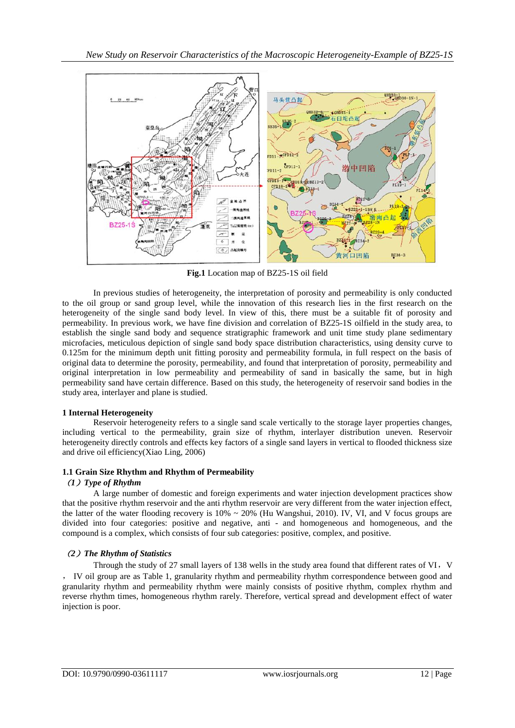**Fig.1** Location map of BZ25-1S oil field

In previous studies of heterogeneity, the interpretation of porosity and permeability is only conducted to the oil group or sand group level, while the innovation of this research lies in the first research on the heterogeneity of the single sand body level. In view of this, there must be a suitable fit of porosity and permeability. In previous work, we have fine division and correlation of BZ25-1S oilfield in the study area, to establish the single sand body and sequence stratigraphic framework and unit time study plane sedimentary microfacies, meticulous depiction of single sand body space distribution characteristics, using density curve to 0.125m for the minimum depth unit fitting porosity and permeability formula, in full respect on the basis of original data to determine the porosity, permeability, and found that interpretation of porosity, permeability and original interpretation in low permeability and permeability of sand in basically the same, but in high permeability sand have certain difference. Based on this study, the heterogeneity of reservoir sand bodies in the study area, interlayer and plane is studied.

## 1 Internal Heterogeneity

Reservoir heterogeneity refers to a single sand scale vertically to the storage layer properties changes, including vertical to the permeability, grain size of rhythm, interlayer distribution uneven. Reservoir heterogeneity directly controls and effects key factors of a single sand layers in vertical to flooded thickness size and drive oil efficiency(Xiao Ling, 2006)

### 1.1 Grain Size Rhythm and Rhythm of Permeability

*（1）Type of Rhythm*

A large number of domestic and foreign experiments and water injection development practices show that the positive rhythm reservoir and the anti rhythm reservoir are very different from the water injection effect, the latter of the water flooding recovery is 10% ~ 20% (Hu Wangshui, 2010). IV, VI, and V focus groups are divided into four categories: positive and negative, anti - and homogeneous and homogeneous, and the compound is a complex, which consists of four sub categories: positive, complex, and positive.

*（2）The Rhythm of Statistics*

Through the study of 27 small layers of 138 wells in the study area found that different rates of VI，V ，IV oil group are as Table 1, granularity rhythm and permeability rhythm correspondence between good and granularity rhythm and permeability rhythm were mainly consists of positive rhythm, complex rhythm and reverse rhythm times, homogeneous rhythm rarely. Therefore, vertical spread and development effect of water injection is poor.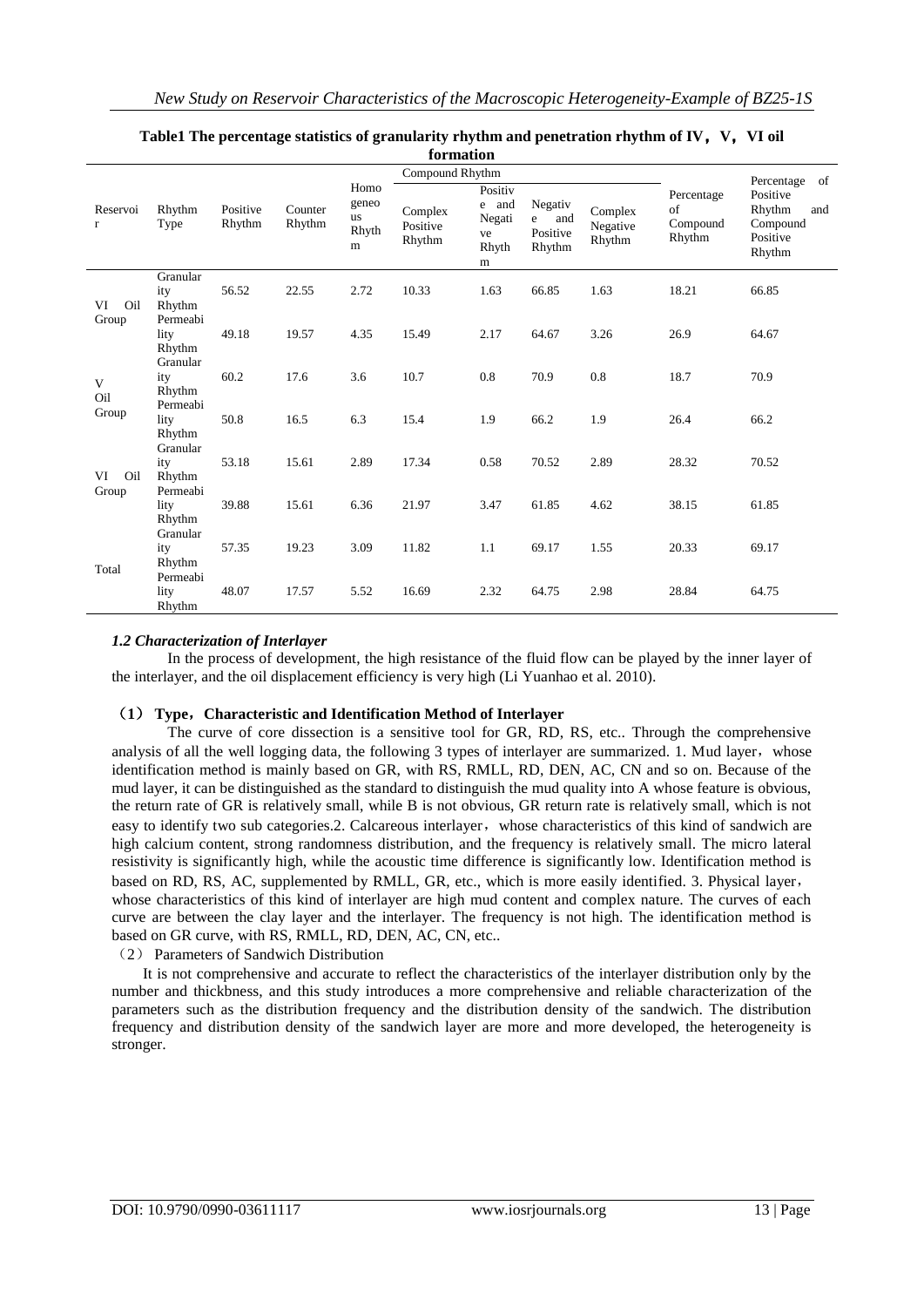**Table1 The percentage statistics of granularity rhythm and penetration rhythm of IV，V，VI oil formation**

| Reservoir | Rhythm Type | Positive Rhythm | Counter Rhythm | Homogeneous Rhythm | Compound Rhythm | | | | Percentage of Compound Rhythm | Percentage of Positive Rhythm and Compound Positive Rhythm |
|---|---|---|---|---|---|---|---|---|---|---|
| | | | | | Complex Positive Rhythm | Positive and Negative Rhythm | Negative and Positive Rhythm | Complex Negative Rhythm | | |
| VI Oil Group | Granularity Rhythm | 56.52 | 22.55 | 2.72 | 10.33 | 1.63 | 66.85 | 1.63 | 18.21 | 66.85 |
| | Permeability Rhythm | 49.18 | 19.57 | 4.35 | 15.49 | 2.17 | 64.67 | 3.26 | 26.9 | 64.67 |
| V Oil Group | Granularity Rhythm | 60.2 | 17.6 | 3.6 | 10.7 | 0.8 | 70.9 | 0.8 | 18.7 | 70.9 |
| | Permeability Rhythm | 50.8 | 16.5 | 6.3 | 15.4 | 1.9 | 66.2 | 1.9 | 26.4 | 66.2 |
| VI Oil Group | Granularity Rhythm | 53.18 | 15.61 | 2.89 | 17.34 | 0.58 | 70.52 | 2.89 | 28.32 | 70.52 |
| | Permeability Rhythm | 39.88 | 15.61 | 6.36 | 21.97 | 3.47 | 61.85 | 4.62 | 38.15 | 61.85 |
| Total | Granularity Rhythm | 57.35 | 19.23 | 3.09 | 11.82 | 1.1 | 69.17 | 1.55 | 20.33 | 69.17 |
| | Permeability Rhythm | 48.07 | 17.57 | 5.52 | 16.69 | 2.32 | 64.75 | 2.98 | 28.84 | 64.75 |

### *1.2 Characterization of Interlayer*

In the process of development, the high resistance of the fluid flow can be played by the inner layer of the interlayer, and the oil displacement efficiency is very high (Li Yuanhao et al. 2010).

**（1） Type，Characteristic and Identification Method of Interlayer**

The curve of core dissection is a sensitive tool for GR, RD, RS, etc.. Through the comprehensive analysis of all the well logging data, the following 3 types of interlayer are summarized. 1. Mud layer，whose identification method is mainly based on GR, with RS, RMLL, RD, DEN, AC, CN and so on. Because of the mud layer, it can be distinguished as the standard to distinguish the mud quality into A whose feature is obvious, the return rate of GR is relatively small, while B is not obvious, GR return rate is relatively small, which is not easy to identify two sub categories.2. Calcareous interlayer，whose characteristics of this kind of sandwich are high calcium content, strong randomness distribution, and the frequency is relatively small. The micro lateral resistivity is significantly high, while the acoustic time difference is significantly low. Identification method is based on RD, RS, AC, supplemented by RMLL, GR, etc., which is more easily identified. 3. Physical layer，whose characteristics of this kind of interlayer are high mud content and complex nature. The curves of each curve are between the clay layer and the interlayer. The frequency is not high. The identification method is based on GR curve, with RS, RMLL, RD, DEN, AC, CN, etc..

（2） Parameters of Sandwich Distribution

It is not comprehensive and accurate to reflect the characteristics of the interlayer distribution only by the number and thickbness, and this study introduces a more comprehensive and reliable characterization of the parameters such as the distribution frequency and the distribution density of the sandwich. The distribution frequency and distribution density of the sandwich layer are more and more developed, the heterogeneity is stronger.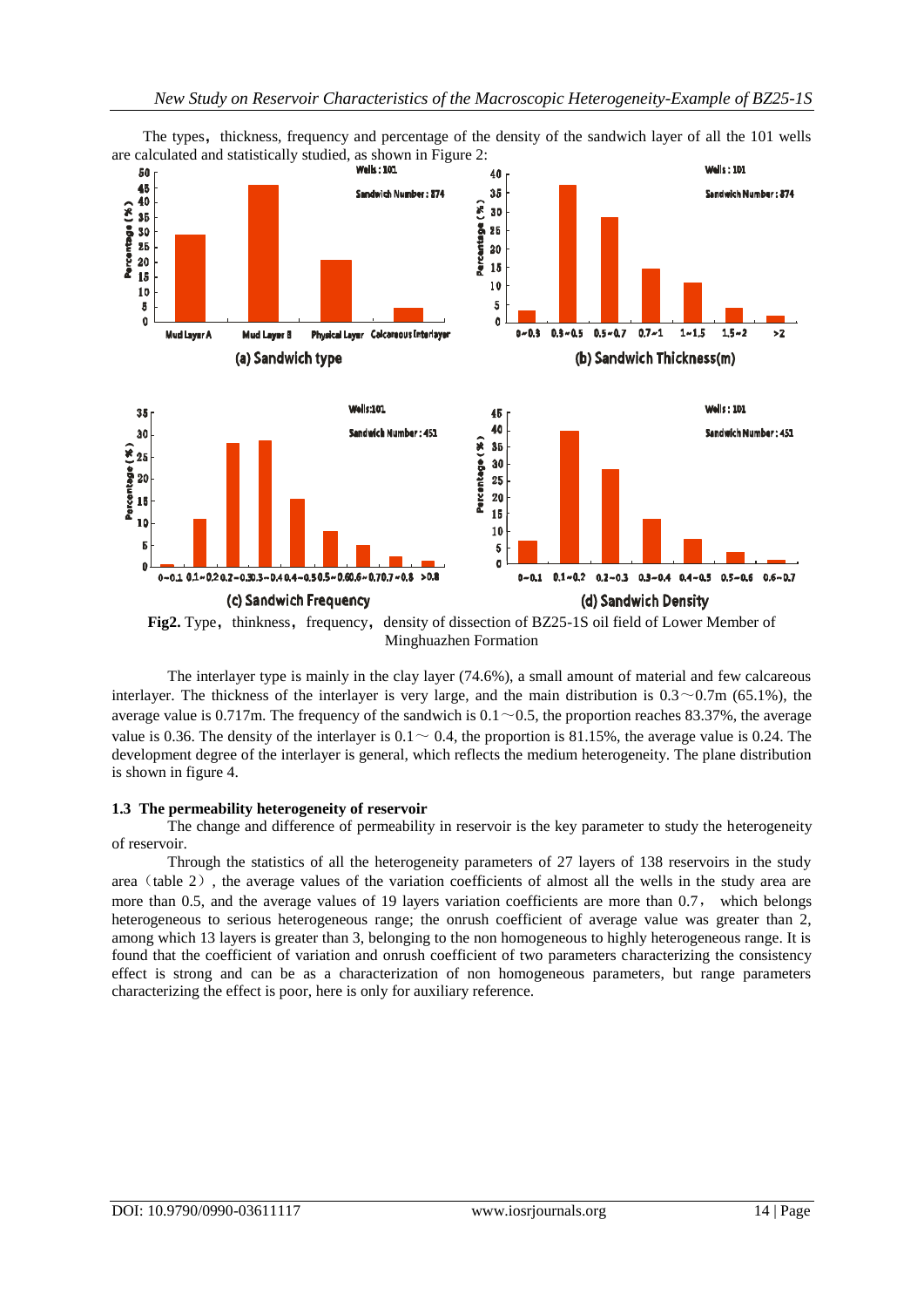The types, thickness, frequency and percentage of the density of the sandwich layer of all the 101 wells are calculated and statistically studied, as shown in Figure 2:

**Fig2.** Type, thinkness, frequency, density of dissection of BZ25-1S oil field of Lower Member of Minghuazhen Formation

The interlayer type is mainly in the clay layer (74.6%), a small amount of material and few calcareous interlayer. The thickness of the interlayer is very large, and the main distribution is 0.3～0.7m (65.1%), the average value is 0.717m. The frequency of the sandwich is 0.1～0.5, the proportion reaches 83.37%, the average value is 0.36. The density of the interlayer is 0.1～ 0.4, the proportion is 81.15%, the average value is 0.24. The development degree of the interlayer is general, which reflects the medium heterogeneity. The plane distribution is shown in figure 4.

### 1.3 The permeability heterogeneity of reservoir

The change and difference of permeability in reservoir is the key parameter to study the heterogeneity of reservoir.

Through the statistics of all the heterogeneity parameters of 27 layers of 138 reservoirs in the study area（table 2）, the average values of the variation coefficients of almost all the wells in the study area are more than 0.5, and the average values of 19 layers variation coefficients are more than 0.7， which belongs heterogeneous to serious heterogeneous range; the onrush coefficient of average value was greater than 2, among which 13 layers is greater than 3, belonging to the non homogeneous to highly heterogeneous range. It is found that the coefficient of variation and onrush coefficient of two parameters characterizing the consistency effect is strong and can be as a characterization of non homogeneous parameters, but range parameters characterizing the effect is poor, here is only for auxiliary reference.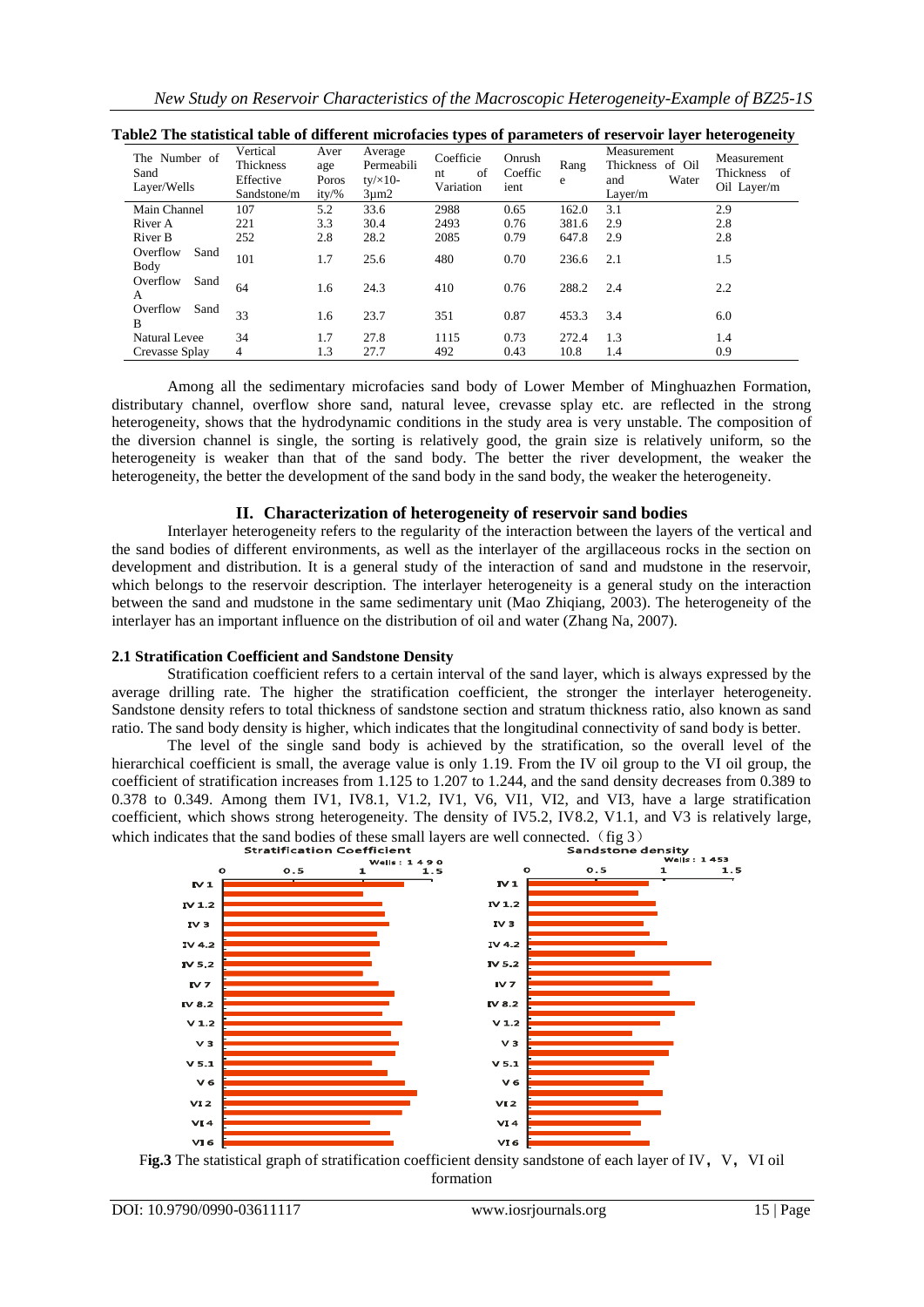**Table2 The statistical table of different microfacies types of parameters of reservoir layer heterogeneity**

| The Number of Sand Layer/Wells | Vertical Thickness Effective Sandstone/m | Average Porosity/% | Average Permeability/×10-3μm2 | Coefficient of Variation | Onrush Coefficient | Range | Measurement Thickness of Oil and Water Layer/m | Measurement Thickness of Oil Layer/m |
|---|---|---|---|---|---|---|---|---|
| Main Channel | 107 | 5.2 | 33.6 | 2988 | 0.65 | 162.0 | 3.1 | 2.9 |
| River A | 221 | 3.3 | 30.4 | 2493 | 0.76 | 381.6 | 2.9 | 2.8 |
| River B | 252 | 2.8 | 28.2 | 2085 | 0.79 | 647.8 | 2.9 | 2.8 |
| Overflow Sand Body | 101 | 1.7 | 25.6 | 480 | 0.70 | 236.6 | 2.1 | 1.5 |
| Overflow Sand A | 64 | 1.6 | 24.3 | 410 | 0.76 | 288.2 | 2.4 | 2.2 |
| Overflow Sand B | 33 | 1.6 | 23.7 | 351 | 0.87 | 453.3 | 3.4 | 6.0 |
| Natural Levee | 34 | 1.7 | 27.8 | 1115 | 0.73 | 272.4 | 1.3 | 1.4 |
| Crevasse Splay | 4 | 1.3 | 27.7 | 492 | 0.43 | 10.8 | 1.4 | 0.9 |

Among all the sedimentary microfacies sand body of Lower Member of Minghuazhen Formation, distributary channel, overflow shore sand, natural levee, crevasse splay etc. are reflected in the strong heterogeneity, shows that the hydrodynamic conditions in the study area is very unstable. The composition of the diversion channel is single, the sorting is relatively good, the grain size is relatively uniform, so the heterogeneity is weaker than that of the sand body. The better the river development, the weaker the heterogeneity, the better the development of the sand body in the sand body, the weaker the heterogeneity.

## II. Characterization of heterogeneity of reservoir sand bodies

Interlayer heterogeneity refers to the regularity of the interaction between the layers of the vertical and the sand bodies of different environments, as well as the interlayer of the argillaceous rocks in the section on development and distribution. It is a general study of the interaction of sand and mudstone in the reservoir, which belongs to the reservoir description. The interlayer heterogeneity is a general study on the interaction between the sand and mudstone in the same sedimentary unit (Mao Zhiqiang, 2003). The heterogeneity of the interlayer has an important influence on the distribution of oil and water (Zhang Na, 2007).

### 2.1 Stratification Coefficient and Sandstone Density

Stratification coefficient refers to a certain interval of the sand layer, which is always expressed by the average drilling rate. The higher the stratification coefficient, the stronger the interlayer heterogeneity. Sandstone density refers to total thickness of sandstone section and stratum thickness ratio, also known as sand ratio. The sand body density is higher, which indicates that the longitudinal connectivity of sand body is better.

The level of the single sand body is achieved by the stratification, so the overall level of the hierarchical coefficient is small, the average value is only 1.19. From the IV oil group to the VI oil group, the coefficient of stratification increases from 1.125 to 1.207 to 1.244, and the sand density decreases from 0.389 to 0.378 to 0.349. Among them IV1, IV8.1, V1.2, IV1, V6, VI1, VI2, and VI3, have a large stratification coefficient, which shows strong heterogeneity. The density of IV5.2, IV8.2, V1.1, and V3 is relatively large, which indicates that the sand bodies of these small layers are well connected.（fig 3）

**Fig.3** The statistical graph of stratification coefficient density sandstone of each layer of IV，V，VI oil formation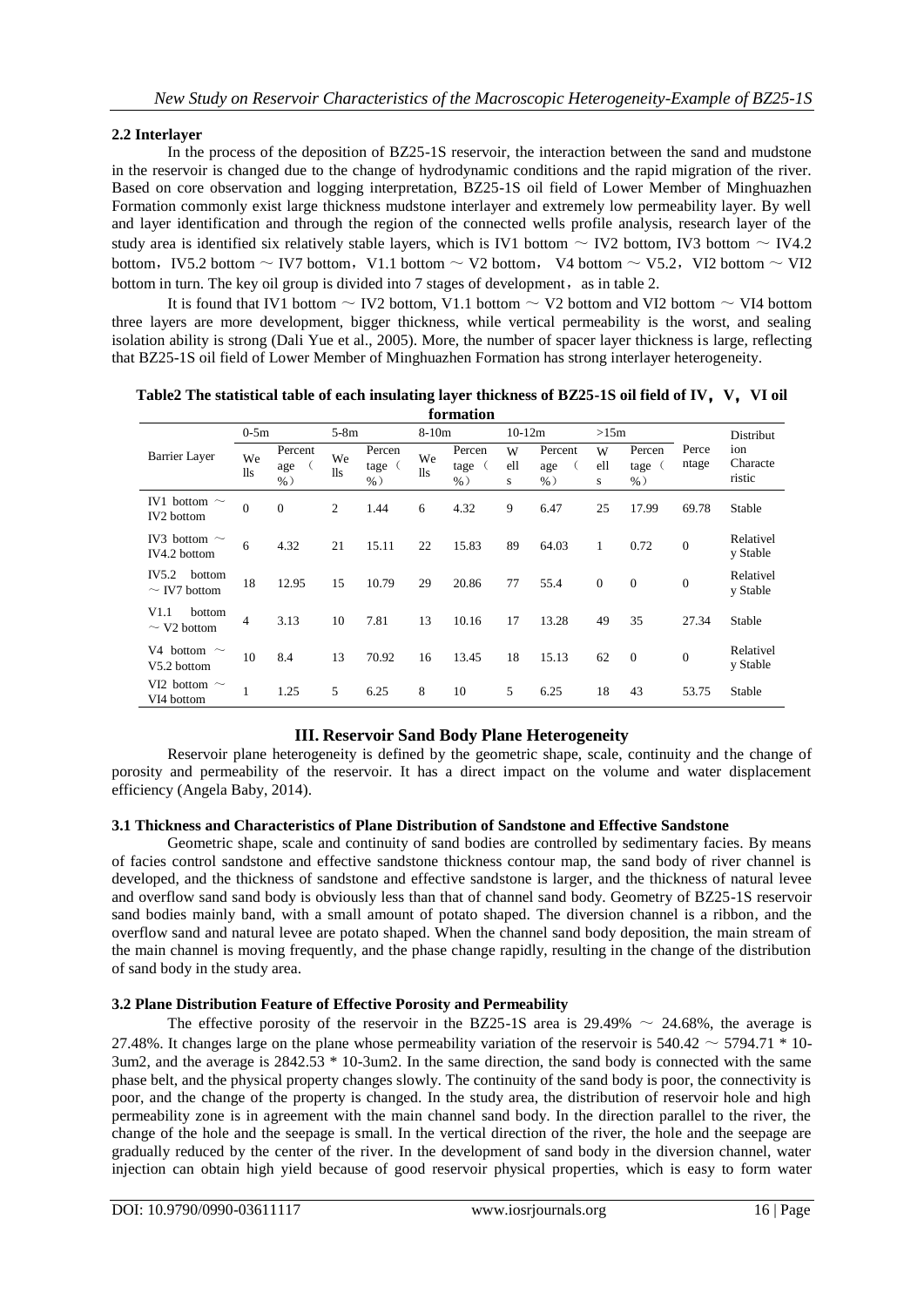### 2.2 Interlayer

In the process of the deposition of BZ25-1S reservoir, the interaction between the sand and mudstone in the reservoir is changed due to the change of hydrodynamic conditions and the rapid migration of the river. Based on core observation and logging interpretation, BZ25-1S oil field of Lower Member of Minghuazhen Formation commonly exist large thickness mudstone interlayer and extremely low permeability layer. By well and layer identification and through the region of the connected wells profile analysis, research layer of the study area is identified six relatively stable layers, which is IV1 bottom ～ IV2 bottom, IV3 bottom ～ IV4.2 bottom，IV5.2 bottom ～ IV7 bottom，V1.1 bottom ～ V2 bottom， V4 bottom ～ V5.2，VI2 bottom ～ VI2 bottom in turn. The key oil group is divided into 7 stages of development，as in table 2.

It is found that IV1 bottom ～ IV2 bottom, V1.1 bottom ～ V2 bottom and VI2 bottom ～ VI4 bottom three layers are more development, bigger thickness, while vertical permeability is the worst, and sealing isolation ability is strong (Dali Yue et al., 2005). More, the number of spacer layer thickness is large, reflecting that BZ25-1S oil field of Lower Member of Minghuazhen Formation has strong interlayer heterogeneity.

**Table2 The statistical table of each insulating layer thickness of BZ25-1S oil field of IV，V，VI oil formation**

| Barrier Layer | 0-5m | | 5-8m | | 8-10m | | 10-12m | | >15m | | Percentage | Distribution Characteristic |
|---|---|---|---|---|---|---|---|---|---|---|---|---|
| | Wells | Percentage（%） | Wells | Percentage（%） | Wells | Percentage（%） | Wells | Percentage（%） | Wells | Percentage（%） | | |
| IV1 bottom ～ IV2 bottom | 0 | 0 | 2 | 1.44 | 6 | 4.32 | 9 | 6.47 | 25 | 17.99 | 69.78 | Stable |
| IV3 bottom ～ IV4.2 bottom | 6 | 4.32 | 21 | 15.11 | 22 | 15.83 | 89 | 64.03 | 1 | 0.72 | 0 | Relatively Stable |
| IV5.2 bottom ～ IV7 bottom | 18 | 12.95 | 15 | 10.79 | 29 | 20.86 | 77 | 55.4 | 0 | 0 | 0 | Relatively Stable |
| V1.1 bottom ～ V2 bottom | 4 | 3.13 | 10 | 7.81 | 13 | 10.16 | 17 | 13.28 | 49 | 35 | 27.34 | Stable |
| V4 bottom ～ V5.2 bottom | 10 | 8.4 | 13 | 70.92 | 16 | 13.45 | 18 | 15.13 | 62 | 0 | 0 | Relatively Stable |
| VI2 bottom ～ VI4 bottom | 1 | 1.25 | 5 | 6.25 | 8 | 10 | 5 | 6.25 | 18 | 43 | 53.75 | Stable |

## III. Reservoir Sand Body Plane Heterogeneity

Reservoir plane heterogeneity is defined by the geometric shape, scale, continuity and the change of porosity and permeability of the reservoir. It has a direct impact on the volume and water displacement efficiency (Angela Baby, 2014).

### 3.1 Thickness and Characteristics of Plane Distribution of Sandstone and Effective Sandstone

Geometric shape, scale and continuity of sand bodies are controlled by sedimentary facies. By means of facies control sandstone and effective sandstone thickness contour map, the sand body of river channel is developed, and the thickness of sandstone and effective sandstone is larger, and the thickness of natural levee and overflow sand sand body is obviously less than that of channel sand body. Geometry of BZ25-1S reservoir sand bodies mainly band, with a small amount of potato shaped. The diversion channel is a ribbon, and the overflow sand and natural levee are potato shaped. When the channel sand body deposition, the main stream of the main channel is moving frequently, and the phase change rapidly, resulting in the change of the distribution of sand body in the study area.

### 3.2 Plane Distribution Feature of Effective Porosity and Permeability

The effective porosity of the reservoir in the BZ25-1S area is 29.49% ～ 24.68%, the average is 27.48%. It changes large on the plane whose permeability variation of the reservoir is 540.42 ～ 5794.71 * 10-3um2, and the average is 2842.53 * 10-3um2. In the same direction, the sand body is connected with the same phase belt, and the physical property changes slowly. The continuity of the sand body is poor, the connectivity is poor, and the change of the property is changed. In the study area, the distribution of reservoir hole and high permeability zone is in agreement with the main channel sand body. In the direction parallel to the river, the change of the hole and the seepage is small. In the vertical direction of the river, the hole and the seepage are gradually reduced by the center of the river. In the development of sand body in the diversion channel, water injection can obtain high yield because of good reservoir physical properties, which is easy to form water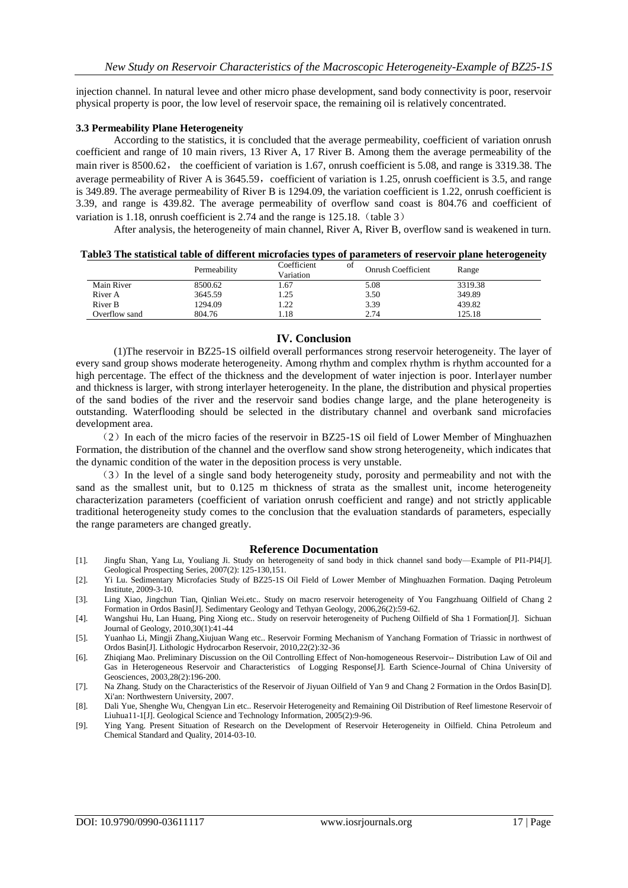injection channel. In natural levee and other micro phase development, sand body connectivity is poor, reservoir physical property is poor, the low level of reservoir space, the remaining oil is relatively concentrated.

### 3.3 Permeability Plane Heterogeneity

According to the statistics, it is concluded that the average permeability, coefficient of variation onrush coefficient and range of 10 main rivers, 13 River A, 17 River B. Among them the average permeability of the main river is 8500.62， the coefficient of variation is 1.67, onrush coefficient is 5.08, and range is 3319.38. The average permeability of River A is 3645.59，coefficient of variation is 1.25, onrush coefficient is 3.5, and range is 349.89. The average permeability of River B is 1294.09, the variation coefficient is 1.22, onrush coefficient is 3.39, and range is 439.82. The average permeability of overflow sand coast is 804.76 and coefficient of variation is 1.18, onrush coefficient is 2.74 and the range is 125.18.（table 3）

After analysis, the heterogeneity of main channel, River A, River B, overflow sand is weakened in turn.

**Table3 The statistical table of different microfacies types of parameters of reservoir plane heterogeneity**

| | Permeability | Coefficient of Variation | Onrush Coefficient | Range |
|---|---|---|---|---|
| Main River | 8500.62 | 1.67 | 5.08 | 3319.38 |
| River A | 3645.59 | 1.25 | 3.50 | 349.89 |
| River B | 1294.09 | 1.22 | 3.39 | 439.82 |
| Overflow sand | 804.76 | 1.18 | 2.74 | 125.18 |

## IV. Conclusion

(1)The reservoir in BZ25-1S oilfield overall performances strong reservoir heterogeneity. The layer of every sand group shows moderate heterogeneity. Among rhythm and complex rhythm is rhythm accounted for a high percentage. The effect of the thickness and the development of water injection is poor. Interlayer number and thickness is larger, with strong interlayer heterogeneity. In the plane, the distribution and physical properties of the sand bodies of the river and the reservoir sand bodies change large, and the plane heterogeneity is outstanding. Waterflooding should be selected in the distributary channel and overbank sand microfacies development area.

（2）In each of the micro facies of the reservoir in BZ25-1S oil field of Lower Member of Minghuazhen Formation, the distribution of the channel and the overflow sand show strong heterogeneity, which indicates that the dynamic condition of the water in the deposition process is very unstable.

（3）In the level of a single sand body heterogeneity study, porosity and permeability and not with the sand as the smallest unit, but to 0.125 m thickness of strata as the smallest unit, income heterogeneity characterization parameters (coefficient of variation onrush coefficient and range) and not strictly applicable traditional heterogeneity study comes to the conclusion that the evaluation standards of parameters, especially the range parameters are changed greatly.

## Reference Documentation

[1]. Jingfu Shan, Yang Lu, Youliang Ji. Study on heterogeneity of sand body in thick channel sand body—Example of PI1-PI4[J]. Geological Prospecting Series, 2007(2): 125-130,151.

[2]. Yi Lu. Sedimentary Microfacies Study of BZ25-1S Oil Field of Lower Member of Minghuazhen Formation. Daqing Petroleum Institute, 2009-3-10.

[3]. Ling Xiao, Jingchun Tian, Qinlian Wei.etc.. Study on macro reservoir heterogeneity of You Fangzhuang Oilfield of Chang 2 Formation in Ordos Basin[J]. Sedimentary Geology and Tethyan Geology, 2006,26(2):59-62.

[4]. Wangshui Hu, Lan Huang, Ping Xiong etc.. Study on reservoir heterogeneity of Pucheng Oilfield of Sha 1 Formation[J]. Sichuan Journal of Geology, 2010,30(1):41-44

[5]. Yuanhao Li, Mingji Zhang,Xiujuan Wang etc.. Reservoir Forming Mechanism of Yanchang Formation of Triassic in northwest of Ordos Basin[J]. Lithologic Hydrocarbon Reservoir, 2010,22(2):32-36

[6]. Zhiqiang Mao. Preliminary Discussion on the Oil Controlling Effect of Non-homogeneous Reservoir-- Distribution Law of Oil and Gas in Heterogeneous Reservoir and Characteristics of Logging Response[J]. Earth Science-Journal of China University of Geosciences, 2003,28(2):196-200.

[7]. Na Zhang. Study on the Characteristics of the Reservoir of Jiyuan Oilfield of Yan 9 and Chang 2 Formation in the Ordos Basin[D]. Xi'an: Northwestern University, 2007.

[8]. Dali Yue, Shenghe Wu, Chengyan Lin etc.. Reservoir Heterogeneity and Remaining Oil Distribution of Reef limestone Reservoir of Liuhua11-1[J]. Geological Science and Technology Information, 2005(2):9-96.

[9]. Ying Yang. Present Situation of Research on the Development of Reservoir Heterogeneity in Oilfield. China Petroleum and Chemical Standard and Quality, 2014-03-10.